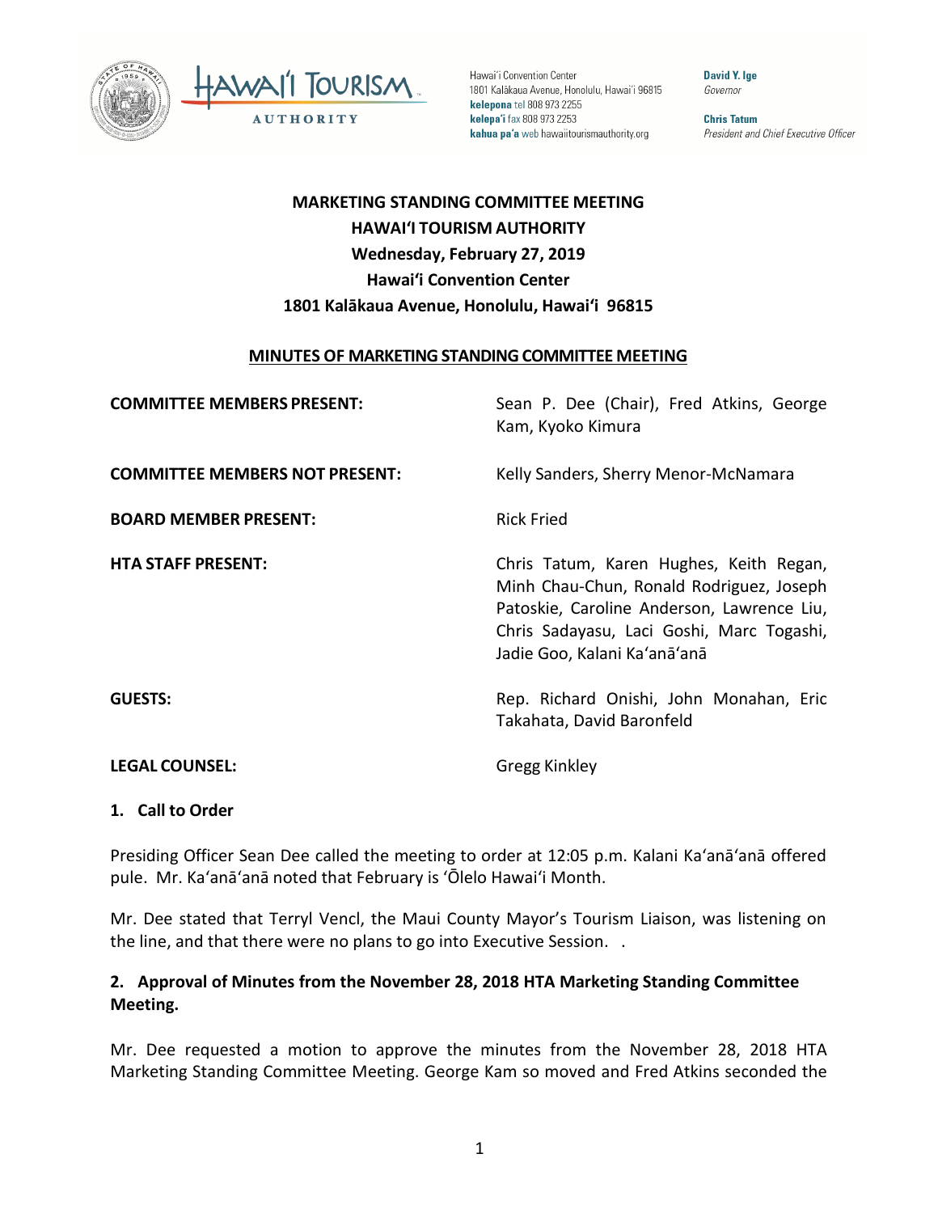Hawaiʻi Convention Center
1801 Kalākaua Avenue, Honolulu, Hawaiʻi 96815
**kelepona** tel 808 973 2255
**kelepaʻi** fax 808 973 2253
**kahua paʻa** web hawaiitourismauthority.org

**David Y. Ige**
*Governor*

**Chris Tatum**
*President and Chief Executive Officer*

# MARKETING STANDING COMMITTEE MEETING
# HAWAIʻI TOURISM AUTHORITY
## Wednesday, February 27, 2019
## Hawaiʻi Convention Center
## 1801 Kalākaua Avenue, Honolulu, Hawaiʻi 96815

**MINUTES OF MARKETING STANDING COMMITTEE MEETING**

| | |
|---|---|
| **COMMITTEE MEMBERS PRESENT:** | Sean P. Dee (Chair), Fred Atkins, George Kam, Kyoko Kimura |
| **COMMITTEE MEMBERS NOT PRESENT:** | Kelly Sanders, Sherry Menor-McNamara |
| **BOARD MEMBER PRESENT:** | Rick Fried |
| **HTA STAFF PRESENT:** | Chris Tatum, Karen Hughes, Keith Regan, Minh Chau-Chun, Ronald Rodriguez, Joseph Patoskie, Caroline Anderson, Lawrence Liu, Chris Sadayasu, Laci Goshi, Marc Togashi, Jadie Goo, Kalani Kaʻanāʻanā |
| **GUESTS:** | Rep. Richard Onishi, John Monahan, Eric Takahata, David Baronfeld |
| **LEGAL COUNSEL:** | Gregg Kinkley |

### 1. Call to Order

Presiding Officer Sean Dee called the meeting to order at 12:05 p.m. Kalani Kaʻanāʻanā offered pule. Mr. Kaʻanāʻanā noted that February is ʻŌlelo Hawaiʻi Month.

Mr. Dee stated that Terryl Vencl, the Maui County Mayor's Tourism Liaison, was listening on the line, and that there were no plans to go into Executive Session. .

### 2. Approval of Minutes from the November 28, 2018 HTA Marketing Standing Committee Meeting.

Mr. Dee requested a motion to approve the minutes from the November 28, 2018 HTA Marketing Standing Committee Meeting. George Kam so moved and Fred Atkins seconded the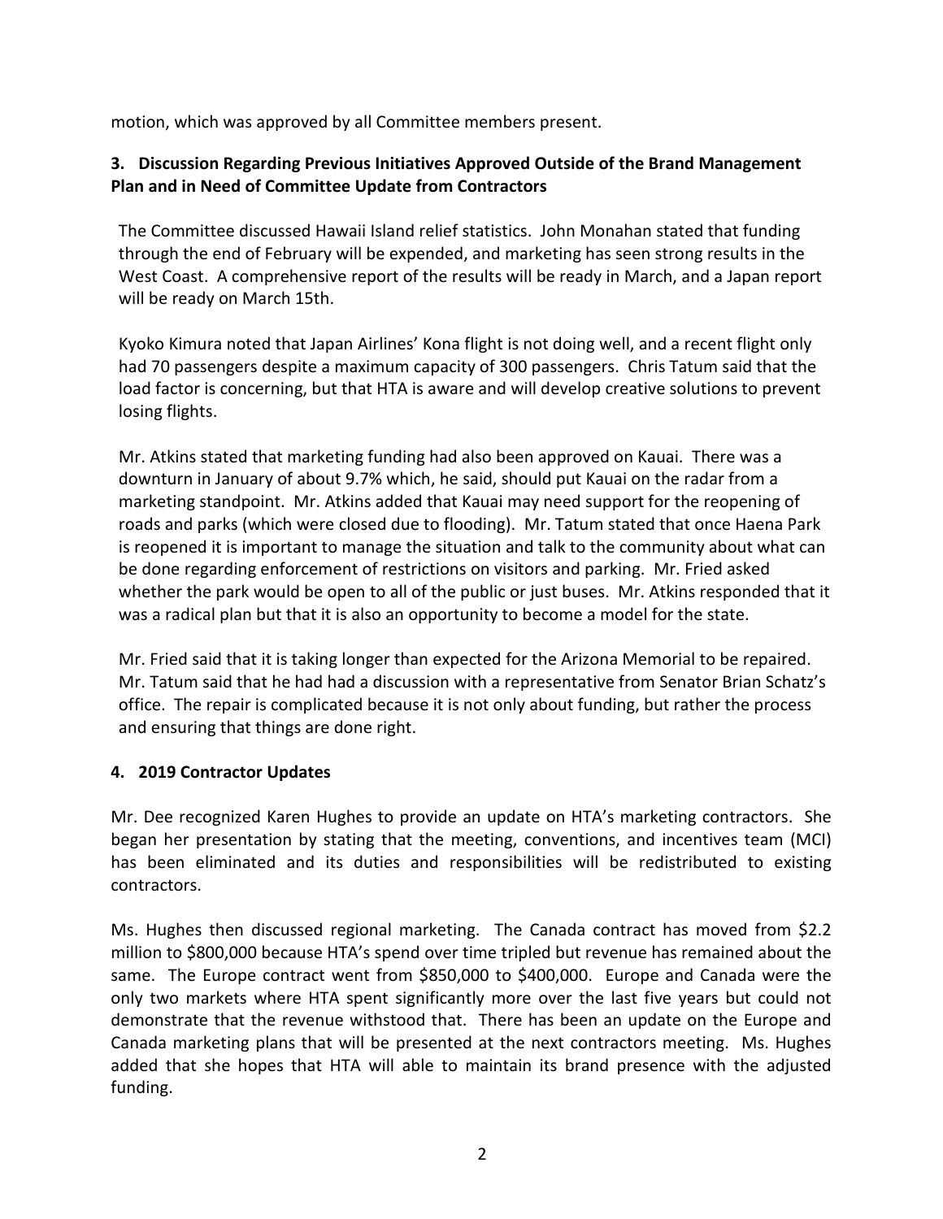motion, which was approved by all Committee members present.

**3. Discussion Regarding Previous Initiatives Approved Outside of the Brand Management Plan and in Need of Committee Update from Contractors**

The Committee discussed Hawaii Island relief statistics. John Monahan stated that funding through the end of February will be expended, and marketing has seen strong results in the West Coast. A comprehensive report of the results will be ready in March, and a Japan report will be ready on March 15th.

Kyoko Kimura noted that Japan Airlines' Kona flight is not doing well, and a recent flight only had 70 passengers despite a maximum capacity of 300 passengers. Chris Tatum said that the load factor is concerning, but that HTA is aware and will develop creative solutions to prevent losing flights.

Mr. Atkins stated that marketing funding had also been approved on Kauai. There was a downturn in January of about 9.7% which, he said, should put Kauai on the radar from a marketing standpoint. Mr. Atkins added that Kauai may need support for the reopening of roads and parks (which were closed due to flooding). Mr. Tatum stated that once Haena Park is reopened it is important to manage the situation and talk to the community about what can be done regarding enforcement of restrictions on visitors and parking. Mr. Fried asked whether the park would be open to all of the public or just buses. Mr. Atkins responded that it was a radical plan but that it is also an opportunity to become a model for the state.

Mr. Fried said that it is taking longer than expected for the Arizona Memorial to be repaired. Mr. Tatum said that he had had a discussion with a representative from Senator Brian Schatz's office. The repair is complicated because it is not only about funding, but rather the process and ensuring that things are done right.

**4. 2019 Contractor Updates**

Mr. Dee recognized Karen Hughes to provide an update on HTA's marketing contractors. She began her presentation by stating that the meeting, conventions, and incentives team (MCI) has been eliminated and its duties and responsibilities will be redistributed to existing contractors.

Ms. Hughes then discussed regional marketing. The Canada contract has moved from $2.2 million to $800,000 because HTA's spend over time tripled but revenue has remained about the same. The Europe contract went from $850,000 to $400,000. Europe and Canada were the only two markets where HTA spent significantly more over the last five years but could not demonstrate that the revenue withstood that. There has been an update on the Europe and Canada marketing plans that will be presented at the next contractors meeting. Ms. Hughes added that she hopes that HTA will able to maintain its brand presence with the adjusted funding.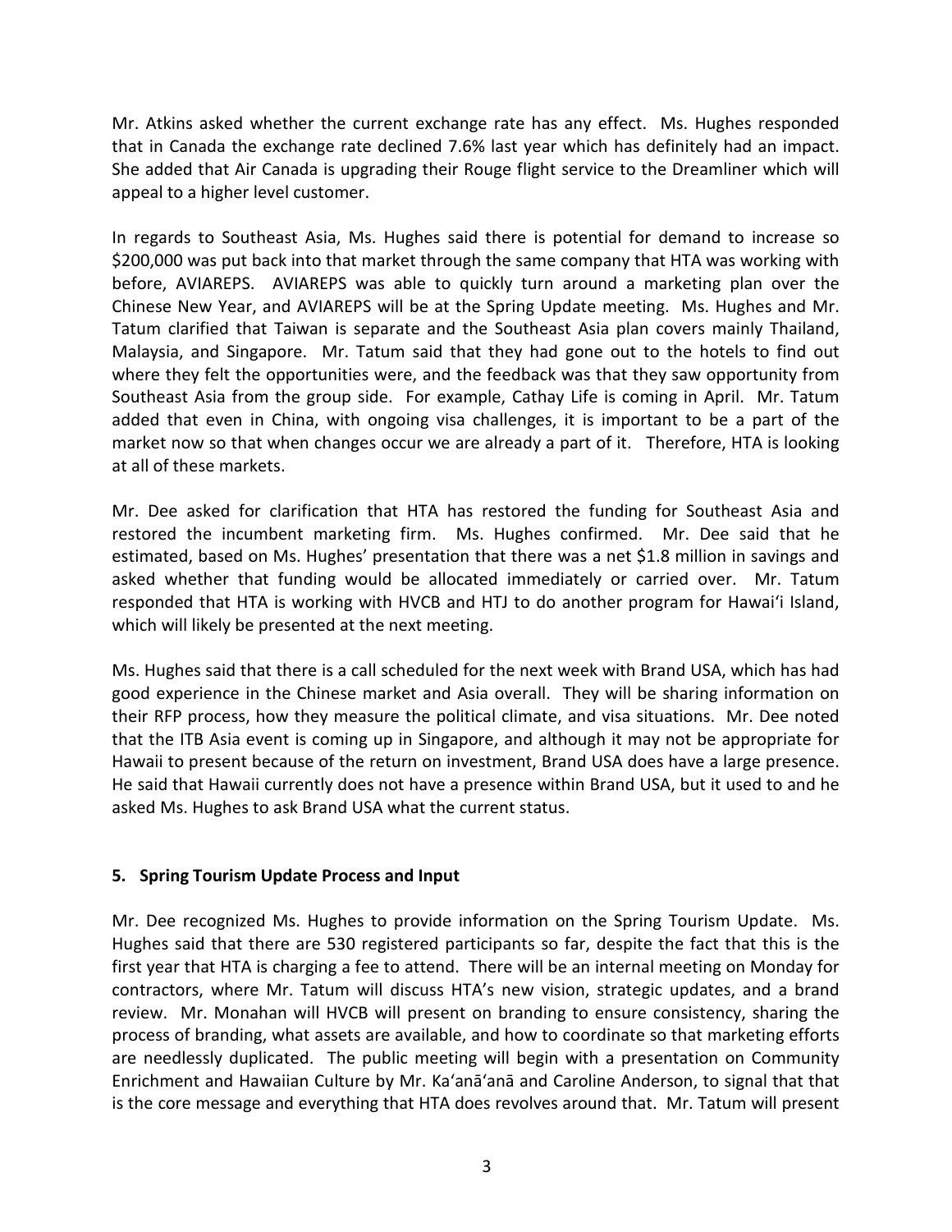Mr. Atkins asked whether the current exchange rate has any effect. Ms. Hughes responded that in Canada the exchange rate declined 7.6% last year which has definitely had an impact. She added that Air Canada is upgrading their Rouge flight service to the Dreamliner which will appeal to a higher level customer.

In regards to Southeast Asia, Ms. Hughes said there is potential for demand to increase so $200,000 was put back into that market through the same company that HTA was working with before, AVIAREPS. AVIAREPS was able to quickly turn around a marketing plan over the Chinese New Year, and AVIAREPS will be at the Spring Update meeting. Ms. Hughes and Mr. Tatum clarified that Taiwan is separate and the Southeast Asia plan covers mainly Thailand, Malaysia, and Singapore. Mr. Tatum said that they had gone out to the hotels to find out where they felt the opportunities were, and the feedback was that they saw opportunity from Southeast Asia from the group side. For example, Cathay Life is coming in April. Mr. Tatum added that even in China, with ongoing visa challenges, it is important to be a part of the market now so that when changes occur we are already a part of it. Therefore, HTA is looking at all of these markets.

Mr. Dee asked for clarification that HTA has restored the funding for Southeast Asia and restored the incumbent marketing firm. Ms. Hughes confirmed. Mr. Dee said that he estimated, based on Ms. Hughes' presentation that there was a net $1.8 million in savings and asked whether that funding would be allocated immediately or carried over. Mr. Tatum responded that HTA is working with HVCB and HTJ to do another program for Hawaiʻi Island, which will likely be presented at the next meeting.

Ms. Hughes said that there is a call scheduled for the next week with Brand USA, which has had good experience in the Chinese market and Asia overall. They will be sharing information on their RFP process, how they measure the political climate, and visa situations. Mr. Dee noted that the ITB Asia event is coming up in Singapore, and although it may not be appropriate for Hawaii to present because of the return on investment, Brand USA does have a large presence. He said that Hawaii currently does not have a presence within Brand USA, but it used to and he asked Ms. Hughes to ask Brand USA what the current status.

**5. Spring Tourism Update Process and Input**

Mr. Dee recognized Ms. Hughes to provide information on the Spring Tourism Update. Ms. Hughes said that there are 530 registered participants so far, despite the fact that this is the first year that HTA is charging a fee to attend. There will be an internal meeting on Monday for contractors, where Mr. Tatum will discuss HTA's new vision, strategic updates, and a brand review. Mr. Monahan will HVCB will present on branding to ensure consistency, sharing the process of branding, what assets are available, and how to coordinate so that marketing efforts are needlessly duplicated. The public meeting will begin with a presentation on Community Enrichment and Hawaiian Culture by Mr. Kaʻanāʻanā and Caroline Anderson, to signal that that is the core message and everything that HTA does revolves around that. Mr. Tatum will present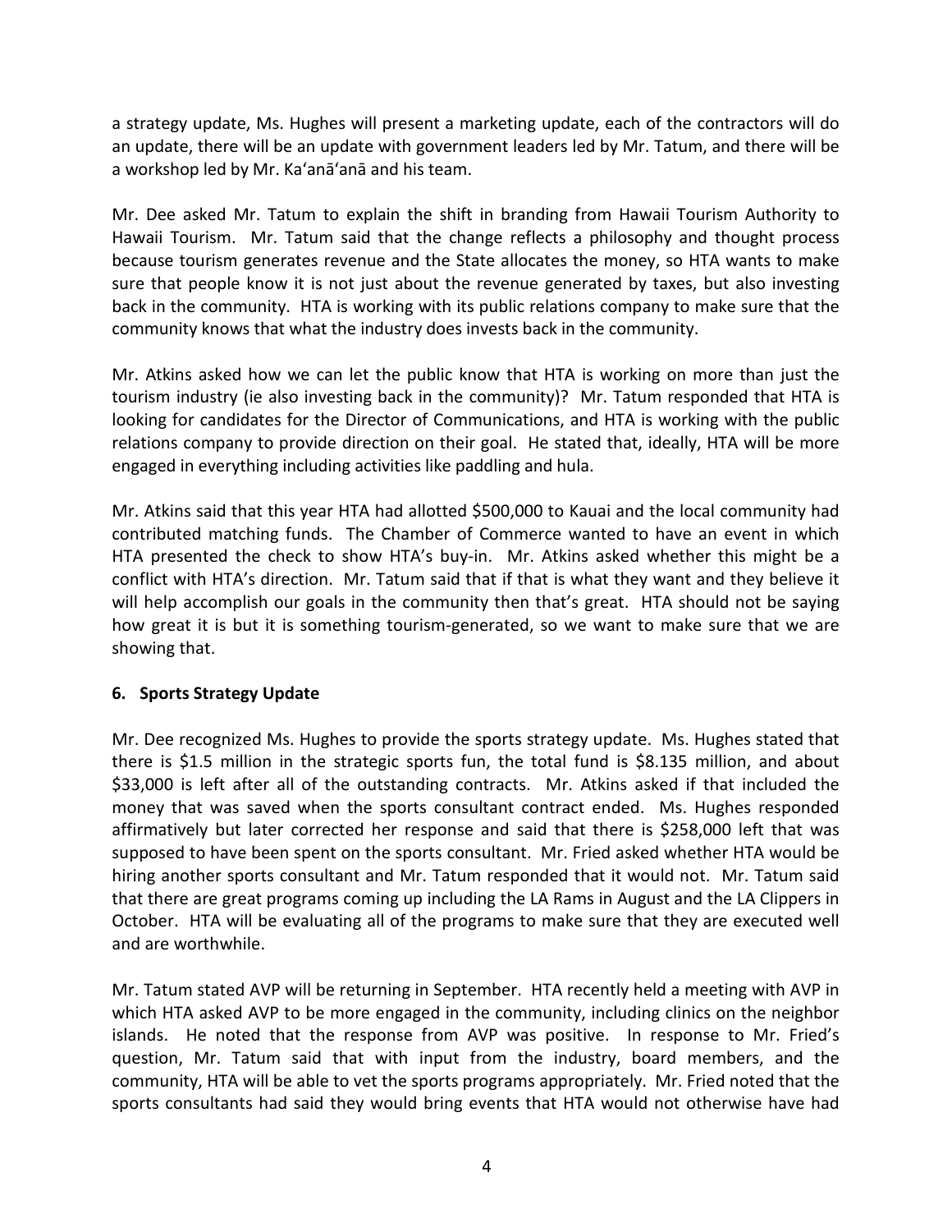a strategy update, Ms. Hughes will present a marketing update, each of the contractors will do an update, there will be an update with government leaders led by Mr. Tatum, and there will be a workshop led by Mr. Ka'anā'anā and his team.

Mr. Dee asked Mr. Tatum to explain the shift in branding from Hawaii Tourism Authority to Hawaii Tourism. Mr. Tatum said that the change reflects a philosophy and thought process because tourism generates revenue and the State allocates the money, so HTA wants to make sure that people know it is not just about the revenue generated by taxes, but also investing back in the community. HTA is working with its public relations company to make sure that the community knows that what the industry does invests back in the community.

Mr. Atkins asked how we can let the public know that HTA is working on more than just the tourism industry (ie also investing back in the community)? Mr. Tatum responded that HTA is looking for candidates for the Director of Communications, and HTA is working with the public relations company to provide direction on their goal. He stated that, ideally, HTA will be more engaged in everything including activities like paddling and hula.

Mr. Atkins said that this year HTA had allotted $500,000 to Kauai and the local community had contributed matching funds. The Chamber of Commerce wanted to have an event in which HTA presented the check to show HTA's buy-in. Mr. Atkins asked whether this might be a conflict with HTA's direction. Mr. Tatum said that if that is what they want and they believe it will help accomplish our goals in the community then that's great. HTA should not be saying how great it is but it is something tourism-generated, so we want to make sure that we are showing that.

**6. Sports Strategy Update**

Mr. Dee recognized Ms. Hughes to provide the sports strategy update. Ms. Hughes stated that there is $1.5 million in the strategic sports fun, the total fund is $8.135 million, and about $33,000 is left after all of the outstanding contracts. Mr. Atkins asked if that included the money that was saved when the sports consultant contract ended. Ms. Hughes responded affirmatively but later corrected her response and said that there is $258,000 left that was supposed to have been spent on the sports consultant. Mr. Fried asked whether HTA would be hiring another sports consultant and Mr. Tatum responded that it would not. Mr. Tatum said that there are great programs coming up including the LA Rams in August and the LA Clippers in October. HTA will be evaluating all of the programs to make sure that they are executed well and are worthwhile.

Mr. Tatum stated AVP will be returning in September. HTA recently held a meeting with AVP in which HTA asked AVP to be more engaged in the community, including clinics on the neighbor islands. He noted that the response from AVP was positive. In response to Mr. Fried's question, Mr. Tatum said that with input from the industry, board members, and the community, HTA will be able to vet the sports programs appropriately. Mr. Fried noted that the sports consultants had said they would bring events that HTA would not otherwise have had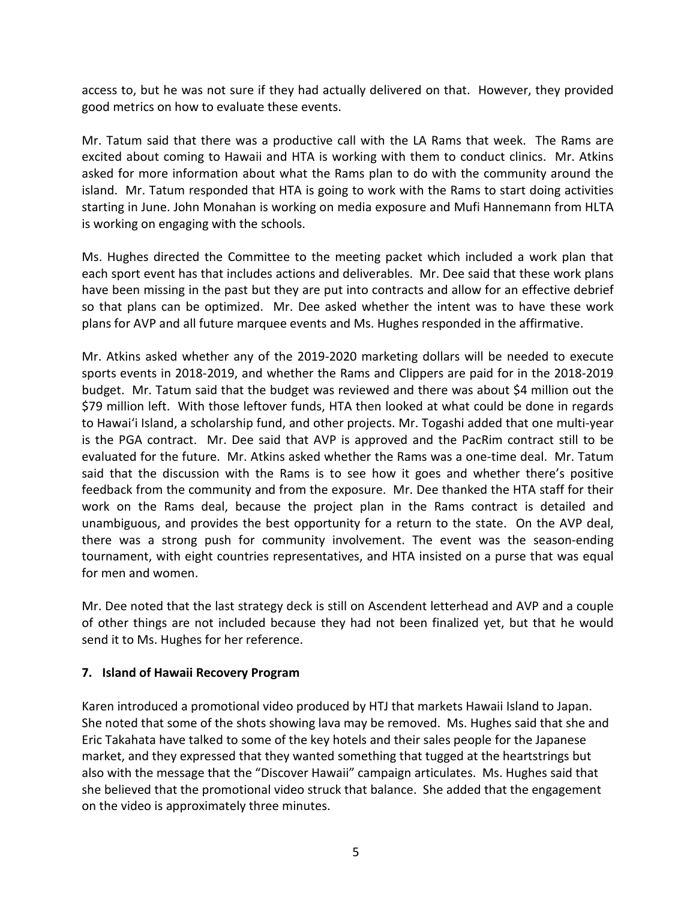access to, but he was not sure if they had actually delivered on that. However, they provided good metrics on how to evaluate these events.

Mr. Tatum said that there was a productive call with the LA Rams that week. The Rams are excited about coming to Hawaii and HTA is working with them to conduct clinics. Mr. Atkins asked for more information about what the Rams plan to do with the community around the island. Mr. Tatum responded that HTA is going to work with the Rams to start doing activities starting in June. John Monahan is working on media exposure and Mufi Hannemann from HLTA is working on engaging with the schools.

Ms. Hughes directed the Committee to the meeting packet which included a work plan that each sport event has that includes actions and deliverables. Mr. Dee said that these work plans have been missing in the past but they are put into contracts and allow for an effective debrief so that plans can be optimized. Mr. Dee asked whether the intent was to have these work plans for AVP and all future marquee events and Ms. Hughes responded in the affirmative.

Mr. Atkins asked whether any of the 2019-2020 marketing dollars will be needed to execute sports events in 2018-2019, and whether the Rams and Clippers are paid for in the 2018-2019 budget. Mr. Tatum said that the budget was reviewed and there was about $4 million out the $79 million left. With those leftover funds, HTA then looked at what could be done in regards to Hawaiʻi Island, a scholarship fund, and other projects. Mr. Togashi added that one multi-year is the PGA contract. Mr. Dee said that AVP is approved and the PacRim contract still to be evaluated for the future. Mr. Atkins asked whether the Rams was a one-time deal. Mr. Tatum said that the discussion with the Rams is to see how it goes and whether there's positive feedback from the community and from the exposure. Mr. Dee thanked the HTA staff for their work on the Rams deal, because the project plan in the Rams contract is detailed and unambiguous, and provides the best opportunity for a return to the state. On the AVP deal, there was a strong push for community involvement. The event was the season-ending tournament, with eight countries representatives, and HTA insisted on a purse that was equal for men and women.

Mr. Dee noted that the last strategy deck is still on Ascendent letterhead and AVP and a couple of other things are not included because they had not been finalized yet, but that he would send it to Ms. Hughes for her reference.

**7. Island of Hawaii Recovery Program**

Karen introduced a promotional video produced by HTJ that markets Hawaii Island to Japan. She noted that some of the shots showing lava may be removed. Ms. Hughes said that she and Eric Takahata have talked to some of the key hotels and their sales people for the Japanese market, and they expressed that they wanted something that tugged at the heartstrings but also with the message that the "Discover Hawaii" campaign articulates. Ms. Hughes said that she believed that the promotional video struck that balance. She added that the engagement on the video is approximately three minutes.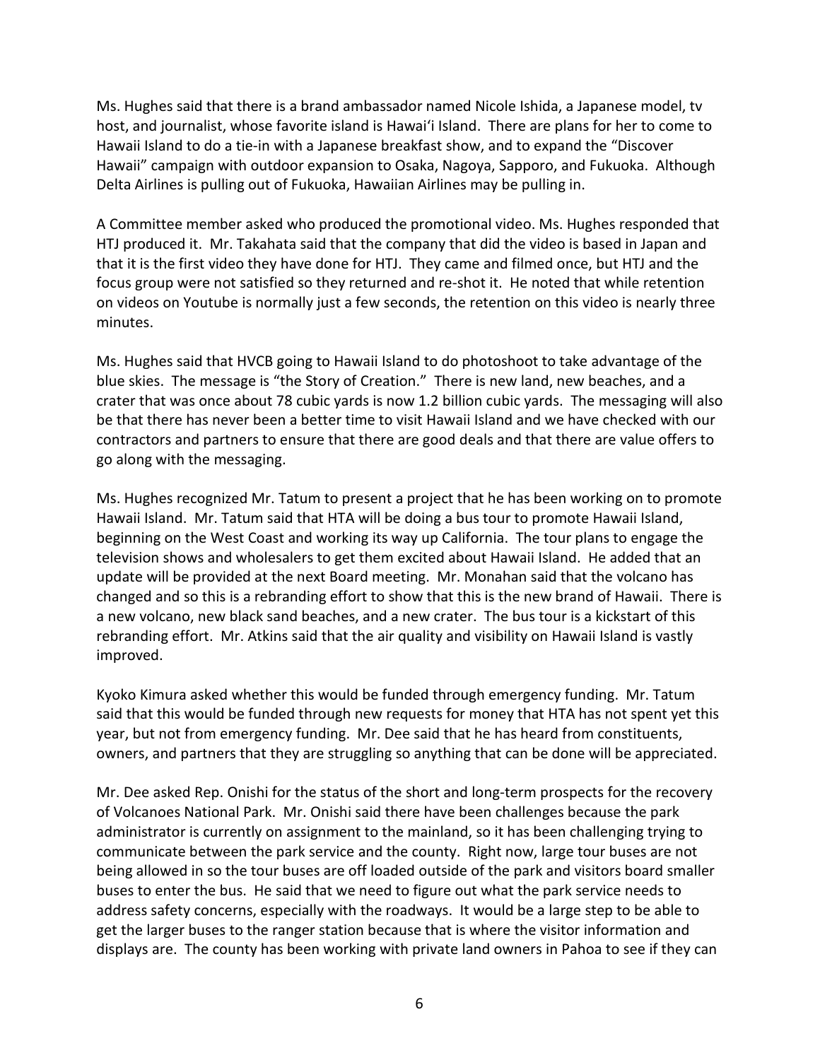Ms. Hughes said that there is a brand ambassador named Nicole Ishida, a Japanese model, tv host, and journalist, whose favorite island is Hawaiʻi Island. There are plans for her to come to Hawaii Island to do a tie-in with a Japanese breakfast show, and to expand the "Discover Hawaii" campaign with outdoor expansion to Osaka, Nagoya, Sapporo, and Fukuoka. Although Delta Airlines is pulling out of Fukuoka, Hawaiian Airlines may be pulling in.

A Committee member asked who produced the promotional video. Ms. Hughes responded that HTJ produced it. Mr. Takahata said that the company that did the video is based in Japan and that it is the first video they have done for HTJ. They came and filmed once, but HTJ and the focus group were not satisfied so they returned and re-shot it. He noted that while retention on videos on Youtube is normally just a few seconds, the retention on this video is nearly three minutes.

Ms. Hughes said that HVCB going to Hawaii Island to do photoshoot to take advantage of the blue skies. The message is "the Story of Creation." There is new land, new beaches, and a crater that was once about 78 cubic yards is now 1.2 billion cubic yards. The messaging will also be that there has never been a better time to visit Hawaii Island and we have checked with our contractors and partners to ensure that there are good deals and that there are value offers to go along with the messaging.

Ms. Hughes recognized Mr. Tatum to present a project that he has been working on to promote Hawaii Island. Mr. Tatum said that HTA will be doing a bus tour to promote Hawaii Island, beginning on the West Coast and working its way up California. The tour plans to engage the television shows and wholesalers to get them excited about Hawaii Island. He added that an update will be provided at the next Board meeting. Mr. Monahan said that the volcano has changed and so this is a rebranding effort to show that this is the new brand of Hawaii. There is a new volcano, new black sand beaches, and a new crater. The bus tour is a kickstart of this rebranding effort. Mr. Atkins said that the air quality and visibility on Hawaii Island is vastly improved.

Kyoko Kimura asked whether this would be funded through emergency funding. Mr. Tatum said that this would be funded through new requests for money that HTA has not spent yet this year, but not from emergency funding. Mr. Dee said that he has heard from constituents, owners, and partners that they are struggling so anything that can be done will be appreciated.

Mr. Dee asked Rep. Onishi for the status of the short and long-term prospects for the recovery of Volcanoes National Park. Mr. Onishi said there have been challenges because the park administrator is currently on assignment to the mainland, so it has been challenging trying to communicate between the park service and the county. Right now, large tour buses are not being allowed in so the tour buses are off loaded outside of the park and visitors board smaller buses to enter the bus. He said that we need to figure out what the park service needs to address safety concerns, especially with the roadways. It would be a large step to be able to get the larger buses to the ranger station because that is where the visitor information and displays are. The county has been working with private land owners in Pahoa to see if they can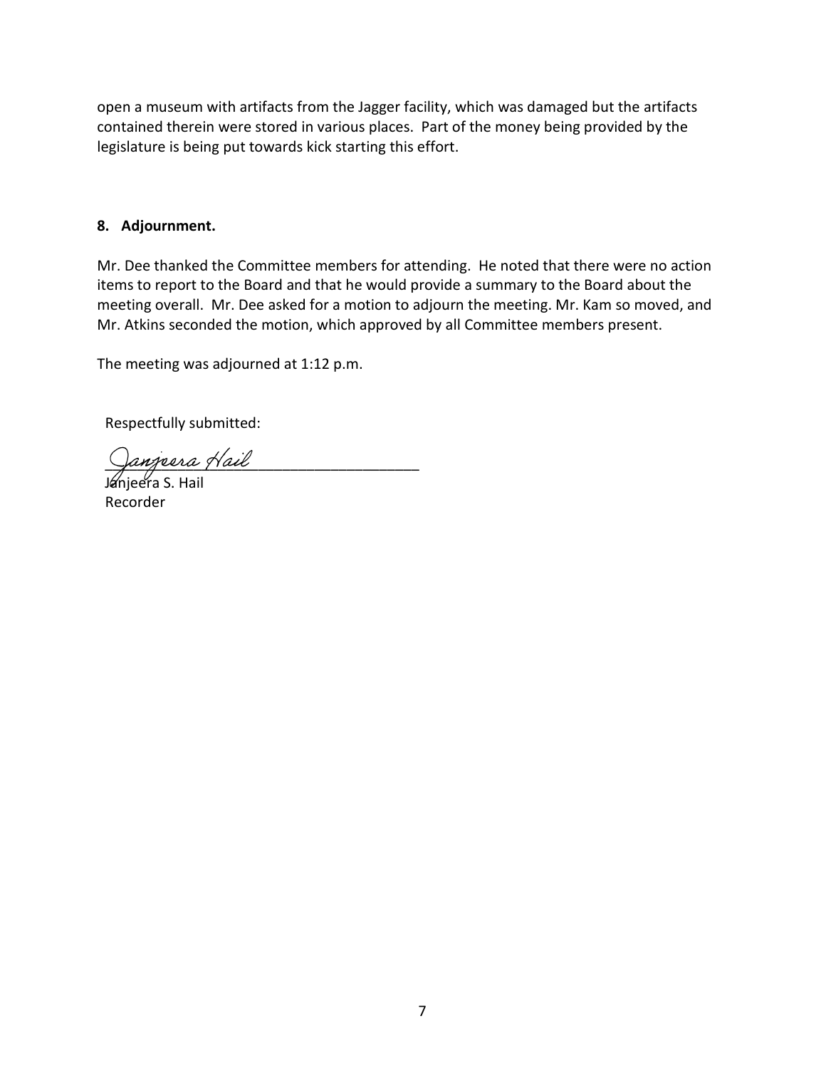open a museum with artifacts from the Jagger facility, which was damaged but the artifacts contained therein were stored in various places. Part of the money being provided by the legislature is being put towards kick starting this effort.

**8. Adjournment.**

Mr. Dee thanked the Committee members for attending. He noted that there were no action items to report to the Board and that he would provide a summary to the Board about the meeting overall. Mr. Dee asked for a motion to adjourn the meeting. Mr. Kam so moved, and Mr. Atkins seconded the motion, which approved by all Committee members present.

The meeting was adjourned at 1:12 p.m.

Respectfully submitted:

Janjeera Hail

Janjeera S. Hail
Recorder